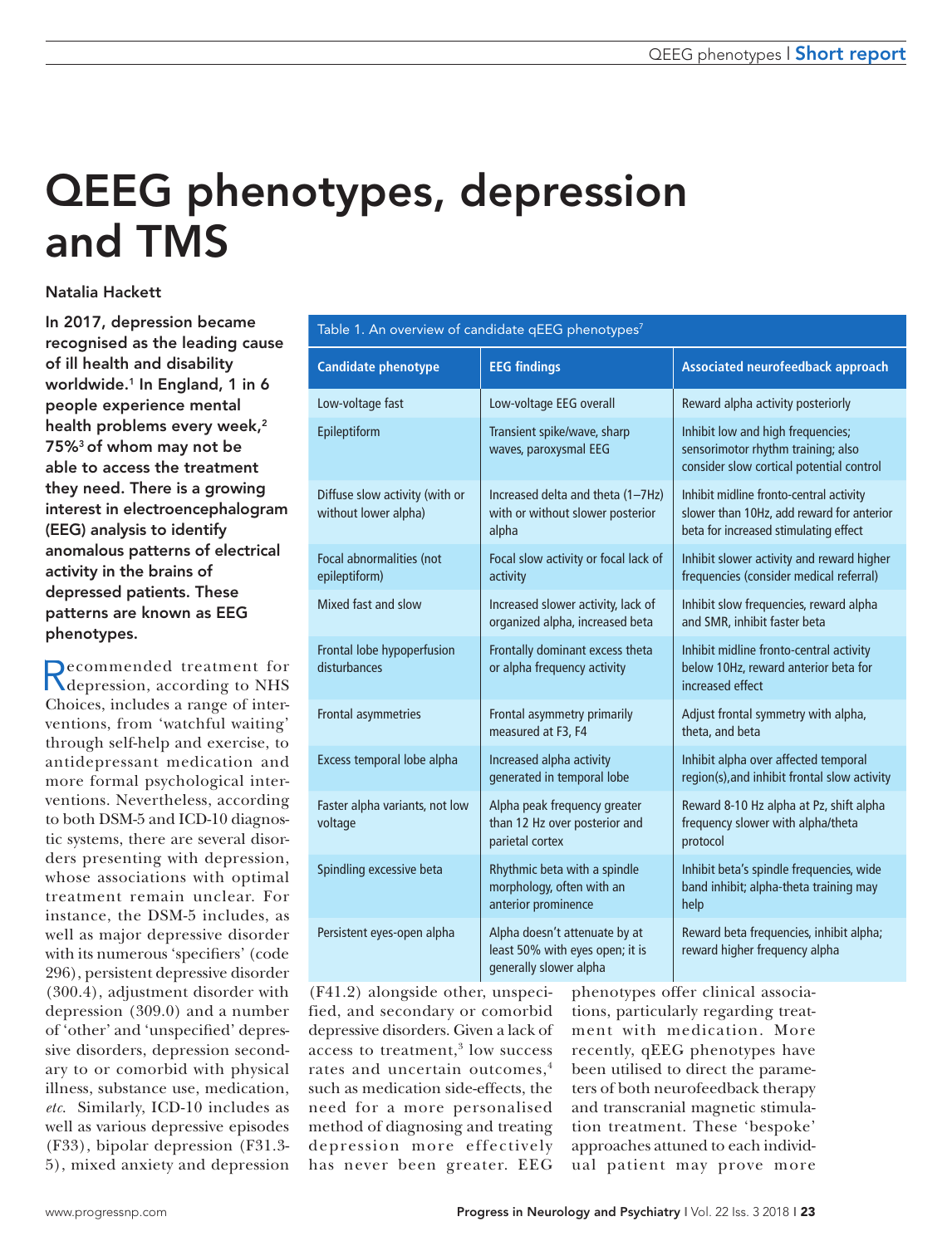# QEEG phenotypes, depression and TMS

Natalia Hackett

**In 2017, depression became recognised as the leading cause of ill health and disability worldwide.[1] In England, 1 in 6 people experience mental health problems every week,[2] 75%[3] of whom may not be able to access the treatment they need. There is a growing interest in electroencephalogram (EEG) analysis to identify anomalous patterns of electrical activity in the brains of depressed patients. These patterns are known as EEG phenotypes.**

Recommended treatment for depression, according to NHS Choices, includes a range of interventions, from 'watchful waiting' through self-help and exercise, to antidepressant medication and more formal psychological interventions. Nevertheless, according to both DSM-5 and ICD-10 diagnostic systems, there are several disorders presenting with depression, whose associations with optimal treatment remain unclear. For instance, the DSM-5 includes, as well as major depressive disorder with its numerous 'specifiers' (code 296), persistent depressive disorder (300.4), adjustment disorder with depression (309.0) and a number of 'other' and 'unspecified' depressive disorders, depression secondary to or comorbid with physical illness, substance use, medication, *etc*. Similarly, ICD-10 includes as well as various depressive episodes (F33), bipolar depression (F31.3-5), mixed anxiety and depression (F41.2) alongside other, unspecified, and secondary or comorbid depressive disorders. Given a lack of access to treatment,[3] low success rates and uncertain outcomes,[4] such as medication side-effects, the need for a more personalised method of diagnosing and treating depression more effectively has never been greater. EEG phenotypes offer clinical associations, particularly regarding treatment with medication. More recently, qEEG phenotypes have been utilised to direct the parameters of both neurofeedback therapy and transcranial magnetic stimulation treatment. These 'bespoke' approaches attuned to each individual patient may prove more

Table 1. An overview of candidate qEEG phenotypes[7]

| Candidate phenotype | EEG findings | Associated neurofeedback approach |
| --- | --- | --- |
| Low-voltage fast | Low-voltage EEG overall | Reward alpha activity posteriorly |
| Epileptiform | Transient spike/wave, sharp waves, paroxysmal EEG | Inhibit low and high frequencies; sensorimotor rhythm training; also consider slow cortical potential control |
| Diffuse slow activity (with or without lower alpha) | Increased delta and theta (1–7Hz) with or without slower posterior alpha | Inhibit midline fronto-central activity slower than 10Hz, add reward for anterior beta for increased stimulating effect |
| Focal abnormalities (not epileptiform) | Focal slow activity or focal lack of activity | Inhibit slower activity and reward higher frequencies (consider medical referral) |
| Mixed fast and slow | Increased slower activity, lack of organized alpha, increased beta | Inhibit slow frequencies, reward alpha and SMR, inhibit faster beta |
| Frontal lobe hypoperfusion disturbances | Frontally dominant excess theta or alpha frequency activity | Inhibit midline fronto-central activity below 10Hz, reward anterior beta for increased effect |
| Frontal asymmetries | Frontal asymmetry primarily measured at F3, F4 | Adjust frontal symmetry with alpha, theta, and beta |
| Excess temporal lobe alpha | Increased alpha activity generated in temporal lobe | Inhibit alpha over affected temporal region(s),and inhibit frontal slow activity |
| Faster alpha variants, not low voltage | Alpha peak frequency greater than 12 Hz over posterior and parietal cortex | Reward 8-10 Hz alpha at Pz, shift alpha frequency slower with alpha/theta protocol |
| Spindling excessive beta | Rhythmic beta with a spindle morphology, often with an anterior prominence | Inhibit beta's spindle frequencies, wide band inhibit; alpha-theta training may help |
| Persistent eyes-open alpha | Alpha doesn't attenuate by at least 50% with eyes open; it is generally slower alpha | Reward beta frequencies, inhibit alpha; reward higher frequency alpha |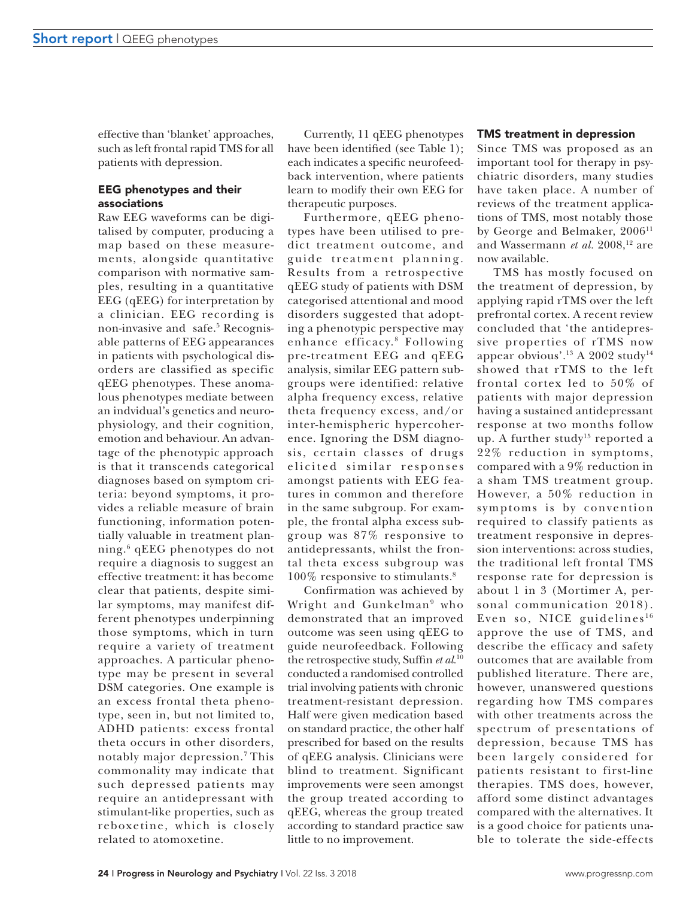effective than 'blanket' approaches, such as left frontal rapid TMS for all patients with depression.

### EEG phenotypes and their associations

Raw EEG waveforms can be digitalised by computer, producing a map based on these measurements, alongside quantitative comparison with normative samples, resulting in a quantitative EEG (qEEG) for interpretation by a clinician. EEG recording is non-invasive and safe.[5] Recognisable patterns of EEG appearances in patients with psychological disorders are classified as specific qEEG phenotypes. These anomalous phenotypes mediate between an indvidual's genetics and neurophysiology, and their cognition, emotion and behaviour. An advantage of the phenotypic approach is that it transcends categorical diagnoses based on symptom criteria: beyond symptoms, it provides a reliable measure of brain functioning, information potentially valuable in treatment planning.[6] qEEG phenotypes do not require a diagnosis to suggest an effective treatment: it has become clear that patients, despite similar symptoms, may manifest different phenotypes underpinning those symptoms, which in turn require a variety of treatment approaches. A particular phenotype may be present in several DSM categories. One example is an excess frontal theta phenotype, seen in, but not limited to, ADHD patients: excess frontal theta occurs in other disorders, notably major depression.[7] This commonality may indicate that such depressed patients may require an antidepressant with stimulant-like properties, such as reboxetine, which is closely related to atomoxetine.

Currently, 11 qEEG phenotypes have been identified (see Table 1); each indicates a specific neurofeedback intervention, where patients learn to modify their own EEG for therapeutic purposes.

Furthermore, qEEG phenotypes have been utilised to predict treatment outcome, and guide treatment planning. Results from a retrospective qEEG study of patients with DSM categorised attentional and mood disorders suggested that adopting a phenotypic perspective may enhance efficacy.[8] Following pre-treatment EEG and qEEG analysis, similar EEG pattern subgroups were identified: relative alpha frequency excess, relative theta frequency excess, and/or inter-hemispheric hypercoherence. Ignoring the DSM diagnosis, certain classes of drugs elicited similar responses amongst patients with EEG features in common and therefore in the same subgroup. For example, the frontal alpha excess subgroup was 87% responsive to antidepressants, whilst the frontal theta excess subgroup was 100% responsive to stimulants.[8]

Confirmation was achieved by Wright and Gunkelman[9] who demonstrated that an improved outcome was seen using qEEG to guide neurofeedback. Following the retrospective study, Suffin *et al.*[10] conducted a randomised controlled trial involving patients with chronic treatment-resistant depression. Half were given medication based on standard practice, the other half prescribed for based on the results of qEEG analysis. Clinicians were blind to treatment. Significant improvements were seen amongst the group treated according to qEEG, whereas the group treated according to standard practice saw little to no improvement.

### TMS treatment in depression

Since TMS was proposed as an important tool for therapy in psychiatric disorders, many studies have taken place. A number of reviews of the treatment applications of TMS, most notably those by George and Belmaker, 2006[11] and Wassermann *et al.* 2008,[12] are now available.

TMS has mostly focused on the treatment of depression, by applying rapid rTMS over the left prefrontal cortex. A recent review concluded that 'the antidepressive properties of rTMS now appear obvious'.[13] A 2002 study[14] showed that rTMS to the left frontal cortex led to 50% of patients with major depression having a sustained antidepressant response at two months follow up. A further study[15] reported a 22% reduction in symptoms, compared with a 9% reduction in a sham TMS treatment group. However, a 50% reduction in symptoms is by convention required to classify patients as treatment responsive in depression interventions: across studies, the traditional left frontal TMS response rate for depression is about 1 in 3 (Mortimer A, personal communication 2018). Even so, NICE guidelines[16] approve the use of TMS, and describe the efficacy and safety outcomes that are available from published literature. There are, however, unanswered questions regarding how TMS compares with other treatments across the spectrum of presentations of depression, because TMS has been largely considered for patients resistant to first-line therapies. TMS does, however, afford some distinct advantages compared with the alternatives. It is a good choice for patients unable to tolerate the side-effects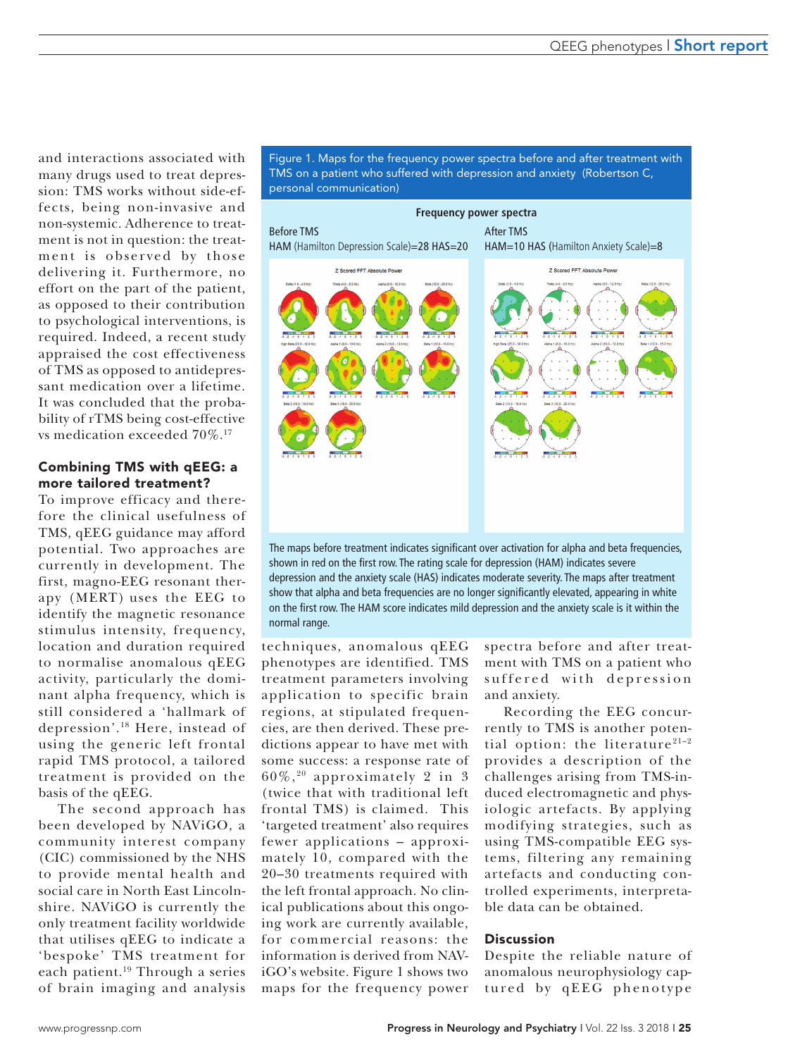and interactions associated with many drugs used to treat depression: TMS works without side-effects, being non-invasive and non-systemic. Adherence to treatment is not in question: the treatment is observed by those delivering it. Furthermore, no effort on the part of the patient, as opposed to their contribution to psychological interventions, is required. Indeed, a recent study appraised the cost effectiveness of TMS as opposed to antidepressant medication over a lifetime. It was concluded that the probability of rTMS being cost-effective vs medication exceeded 70%.[17]

### Combining TMS with qEEG: a more tailored treatment?

To improve efficacy and therefore the clinical usefulness of TMS, qEEG guidance may afford potential. Two approaches are currently in development. The first, magno-EEG resonant therapy (MERT) uses the EEG to identify the magnetic resonance stimulus intensity, frequency, location and duration required to normalise anomalous qEEG activity, particularly the dominant alpha frequency, which is still considered a 'hallmark of depression'.[18] Here, instead of using the generic left frontal rapid TMS protocol, a tailored treatment is provided on the basis of the qEEG.

The second approach has been developed by NAViGO, a community interest company (CIC) commissioned by the NHS to provide mental health and social care in North East Lincolnshire. NAViGO is currently the only treatment facility worldwide that utilises qEEG to indicate a 'bespoke' TMS treatment for each patient.[19] Through a series of brain imaging and analysis techniques, anomalous qEEG phenotypes are identified. TMS treatment parameters involving application to specific brain regions, at stipulated frequencies, are then derived. These predictions appear to have met with some success: a response rate of 60%,[20] approximately 2 in 3 (twice that with traditional left frontal TMS) is claimed. This 'targeted treatment' also requires fewer applications – approximately 10, compared with the 20–30 treatments required with the left frontal approach. No clinical publications about this ongoing work are currently available, for commercial reasons: the information is derived from NAViGO's website. Figure 1 shows two maps for the frequency power spectra before and after treatment with TMS on a patient who suffered with depression and anxiety.

Figure 1. Maps for the frequency power spectra before and after treatment with TMS on a patient who suffered with depression and anxiety (Robertson C, personal communication)

**Frequency power spectra**

Before TMS
HAM (Hamilton Depression Scale)=28 HAS=20

After TMS
HAM=10 HAS (Hamilton Anxiety Scale)=8

The maps before treatment indicates significant over activation for alpha and beta frequencies, shown in red on the first row. The rating scale for depression (HAM) indicates severe depression and the anxiety scale (HAS) indicates moderate severity. The maps after treatment show that alpha and beta frequencies are no longer significantly elevated, appearing in white on the first row. The HAM score indicates mild depression and the anxiety scale is it within the normal range.

Recording the EEG concurrently to TMS is another potential option: the literature[21–2] provides a description of the challenges arising from TMS-induced electromagnetic and physiologic artefacts. By applying modifying strategies, such as using TMS-compatible EEG systems, filtering any remaining artefacts and conducting controlled experiments, interpretable data can be obtained.

### Discussion

Despite the reliable nature of anomalous neurophysiology captured by qEEG phenotype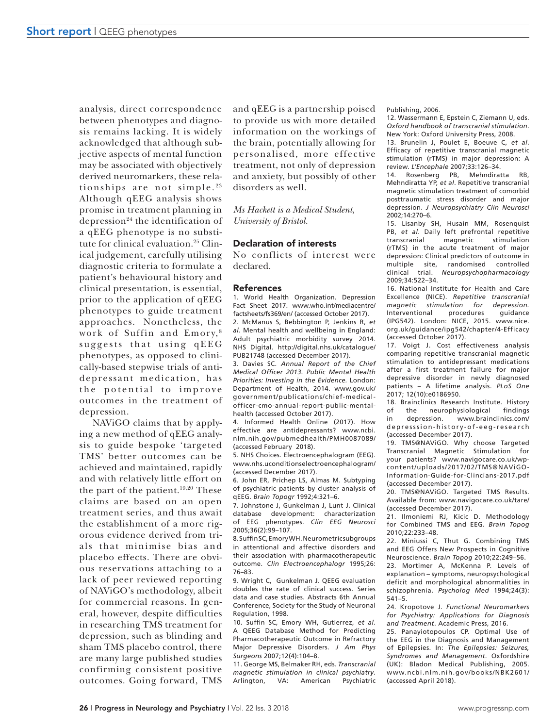analysis, direct correspondence between phenotypes and diagnosis remains lacking. It is widely acknowledged that although subjective aspects of mental function may be associated with objectively derived neuromarkers, these relationships are not simple.[23] Although qEEG analysis shows promise in treatment planning in depression[24] the identification of a qEEG phenotype is no substitute for clinical evaluation.[25] Clinical judgement, carefully utilising diagnostic criteria to formulate a patient's behavioural history and clinical presentation, is essential, prior to the application of qEEG phenotypes to guide treatment approaches. Nonetheless, the work of Suffin and Emory,[8] suggests that using qEEG phenotypes, as opposed to clinically-based stepwise trials of antidepressant medication, has the potential to improve outcomes in the treatment of depression.

NAViGO claims that by applying a new method of qEEG analysis to guide bespoke 'targeted TMS' better outcomes can be achieved and maintained, rapidly and with relatively little effort on the part of the patient.[19,20] These claims are based on an open treatment series, and thus await the establishment of a more rigorous evidence derived from trials that minimise bias and placebo effects. There are obvious reservations attaching to a lack of peer reviewed reporting of NAViGO's methodology, albeit for commercial reasons. In general, however, despite difficulties in researching TMS treatment for depression, such as blinding and sham TMS placebo control, there are many large published studies confirming consistent positive outcomes. Going forward, TMS and qEEG is a partnership poised to provide us with more detailed information on the workings of the brain, potentially allowing for personalised, more effective treatment, not only of depression and anxiety, but possibly of other disorders as well.

*Ms Hackett is a Medical Student, University of Bristol.*

## Declaration of interests

No conflicts of interest were declared.

## References

1. World Health Organization. Depression Fact Sheet 2017. www.who.int/mediacentre/factsheets/fs369/en/ (accessed October 2017).
2. McManus S, Bebbington P, Jenkins R, *et al*. Mental health and wellbeing in England: Adult psychiatric morbidity survey 2014. NHS Digital. http://digital.nhs.uk/catalogue/PUB21748 (accessed December 2017).
3. Davies SC. *Annual Report of the Chief Medical Officer 2013. Public Mental Health Priorities: Investing in the Evidence.* London: Department of Health, 2014. www.gov.uk/government/publications/chief-medical-officer-cmo-annual-report-public-mental-health (accessed October 2017).
4. Informed Health Online (2017). How effective are antidepressants? www.ncbi.nlm.nih.gov/pubmedhealth/PMH0087089/ (accessed February 2018).
5. NHS Choices. Electroencephalogram (EEG). www.nhs.uconditionselectroencephalogram/ (accessed December 2017).
6. John ER, Prichep LS, Almas M. Subtyping of psychiatric patients by cluster analysis of qEEG. *Brain Topogr* 1992;4:321–6.
7. Johnstone J, Gunkelman J, Lunt J. Clinical database development: characterization of EEG phenotypes. *Clin EEG Neurosci* 2005;36(2):99–107.
8. Suffin SC, Emory WH. Neurometric subgroups in attentional and affective disorders and their association with pharmacotherapeutic outcome. *Clin Electroencephalogr* 1995;26: 76–83.
9. Wright C, Gunkelman J. QEEG evaluation doubles the rate of clinical success. Series data and case studies. Abstracts 6th Annual Conference, Society for the Study of Neuronal Regulation, 1998.
10. Suffin SC, Emory WH, Gutierrez, *et al*. A QEEG Database Method for Predicting Pharmacotherapeutic Outcome in Refractory Major Depressive Disorders. *J Am Phys Surgeons* 2007;12(4):104–8.
11. George MS, Belmaker RH, eds. *Transcranial magnetic stimulation in clinical psychiatry*. Arlington, VA: American Psychiatric Publishing, 2006.
12. Wassermann E, Epstein C, Ziemann U, eds. *Oxford handbook of transcranial stimulation*. New York: Oxford University Press, 2008.
13. Brunelin J, Poulet E, Boeuve C, *et al*. Efficacy of repetitive transcranial magnetic stimulation (rTMS) in major depression: A review. *L'Encephale* 2007;33:126–34.
14. Rosenberg PB, Mehndiratta RB, Mehndiratta YP, *et al*. Repetitive transcranial magnetic stimulation treatment of comorbid posttraumatic stress disorder and major depression. *J Neuropsychiatry Clin Neurosci* 2002;14:270–6.
15. Lisanby SH, Husain MM, Rosenquist PB, *et al*. Daily left prefrontal repetitive transcranial magnetic stimulation (rTMS) in the acute treatment of major depression: Clinical predictors of outcome in multiple site, randomised controlled clinical trial. *Neuropsychopharmacology* 2009;34:522–34.
16. National Institute for Health and Care Excellence (NICE). *Repetitive transcranial magnetic stimulation for depression.* Interventional procedures guidance (IPG542). London: NICE, 2015. www.nice.org.uk/guidance/ipg542/chapter/4-Efficacy (accessed October 2017).
17. Voigt J. Cost effectiveness analysis comparing repetitive transcranial magnetic stimulation to antidepressant medications after a first treatment failure for major depressive disorder in newly diagnosed patients – A lifetime analysis. *PLoS One* 2017; 12(10):e0186950.
18. Brainclinics Research Institute. History of the neurophysiological findings in depression. www.brainclinics.com/depresssion-history-of-eeg-research (accessed December 2017).
19. TMS@NAViGO. Why choose Targeted Transcranial Magnetic Stimulation for your patients? www.navigocare.co.uk/wp-content/uploads/2017/02/TMS@NAViGO-Information-Guide-for-Clincians-2017.pdf (accessed December 2017).
20. TMS@NAViGO. Targeted TMS Results. Available from: www.navigocare.co.uk/tare/ (accessed December 2017).
21. Ilmoniemi RJ, Kicic D. Methodology for Combined TMS and EEG. *Brain Topog* 2010;22:233–48.
22. Miniussi C, Thut G. Combining TMS and EEG Offers New Prospects in Cognitive Neuroscience. *Brain Topog* 2010;22:249–56.
23. Mortimer A, McKenna P. Levels of explanation – symptoms, neuropsychological deficit and morphological abnormalities in schizophrenia. *Psycholog Med* 1994;24(3): 541–5.
24. Kropotove J. *Functional Neuromarkers for Psychiatry: Applications for Diagnosis and Treatment*. Academic Press, 2016.
25. Panayiotopoulos CP. Optimal Use of the EEG in the Diagnosis and Management of Epilepsies. In: *The Epilepsies: Seizures, Syndromes and Management*. Oxfordshire (UK): Bladon Medical Publishing, 2005. www.ncbi.nlm.nih.gov/books/NBK2601/ (accessed April 2018).